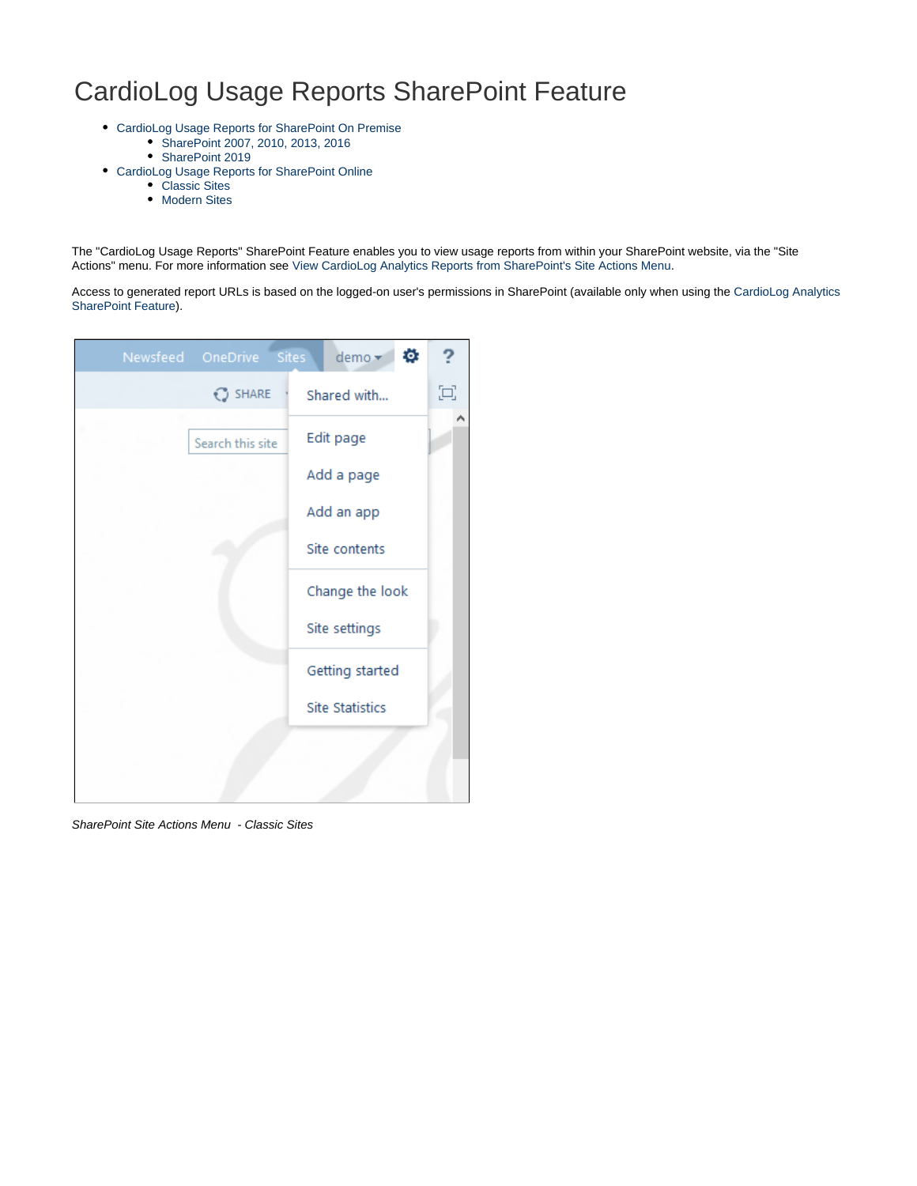# CardioLog Usage Reports SharePoint Feature

- CardioLog Usage Reports for SharePoint On Premise
  - SharePoint 2007, 2010, 2013, 2016
  - SharePoint 2019
- CardioLog Usage Reports for SharePoint Online
  - Classic Sites
  - Modern Sites

The "CardioLog Usage Reports" SharePoint Feature enables you to view usage reports from within your SharePoint website, via the "Site Actions" menu. For more information see View CardioLog Analytics Reports from SharePoint's Site Actions Menu.

Access to generated report URLs is based on the logged-on user's permissions in SharePoint (available only when using the CardioLog Analytics SharePoint Feature).

*SharePoint Site Actions Menu  - Classic Sites*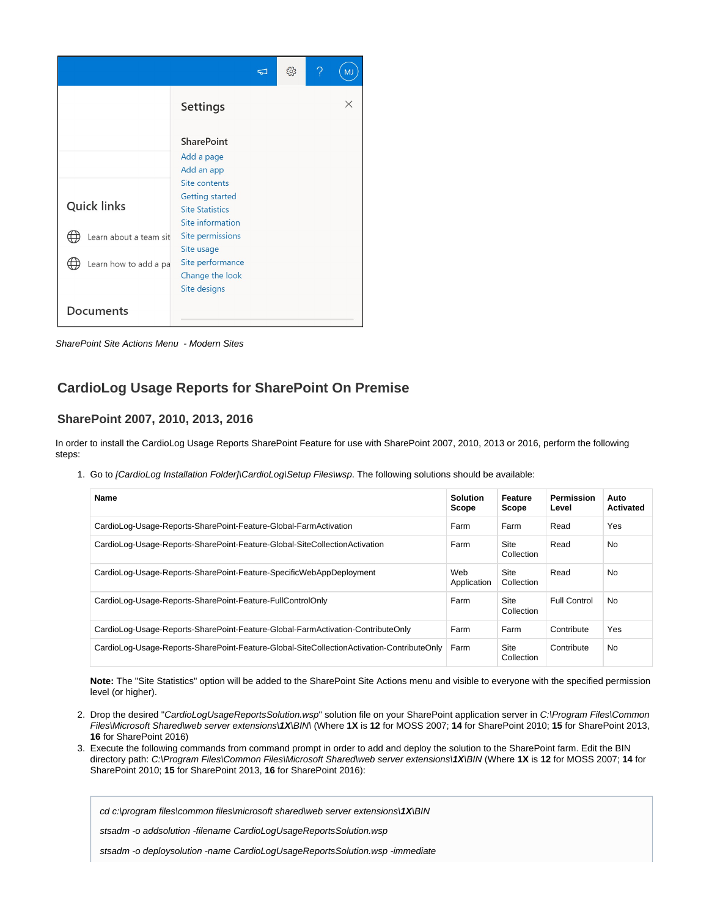*SharePoint Site Actions Menu - Modern Sites*

## CardioLog Usage Reports for SharePoint On Premise

### SharePoint 2007, 2010, 2013, 2016

In order to install the CardioLog Usage Reports SharePoint Feature for use with SharePoint 2007, 2010, 2013 or 2016, perform the following steps:

1. Go to *[CardioLog Installation Folder]\CardioLog\Setup Files\wsp*. The following solutions should be available:

| Name | Solution Scope | Feature Scope | Permission Level | Auto Activated |
|---|---|---|---|---|
| CardioLog-Usage-Reports-SharePoint-Feature-Global-FarmActivation | Farm | Farm | Read | Yes |
| CardioLog-Usage-Reports-SharePoint-Feature-Global-SiteCollectionActivation | Farm | Site Collection | Read | No |
| CardioLog-Usage-Reports-SharePoint-Feature-SpecificWebAppDeployment | Web Application | Site Collection | Read | No |
| CardioLog-Usage-Reports-SharePoint-Feature-FullControlOnly | Farm | Site Collection | Full Control | No |
| CardioLog-Usage-Reports-SharePoint-Feature-Global-FarmActivation-ContributeOnly | Farm | Farm | Contribute | Yes |
| CardioLog-Usage-Reports-SharePoint-Feature-Global-SiteCollectionActivation-ContributeOnly | Farm | Site Collection | Contribute | No |

   **Note:** The "Site Statistics" option will be added to the SharePoint Site Actions menu and visible to everyone with the specified permission level (or higher).

2. Drop the desired "*CardioLogUsageReportsSolution.wsp*" solution file on your SharePoint application server in *C:\Program Files\Common Files\Microsoft Shared\web server extensions\**1X**\BIN\* (Where **1X** is **12** for MOSS 2007; **14** for SharePoint 2010; **15** for SharePoint 2013, **16** for SharePoint 2016)
3. Execute the following commands from command prompt in order to add and deploy the solution to the SharePoint farm. Edit the BIN directory path: *C:\Program Files\Common Files\Microsoft Shared\web server extensions\**1X**\BIN* (Where **1X** is **12** for MOSS 2007; **14** for SharePoint 2010; **15** for SharePoint 2013, **16** for SharePoint 2016):

```
cd c:\program files\common files\microsoft shared\web server extensions\1X\BIN

stsadm -o addsolution -filename CardioLogUsageReportsSolution.wsp

stsadm -o deploysolution -name CardioLogUsageReportsSolution.wsp -immediate
```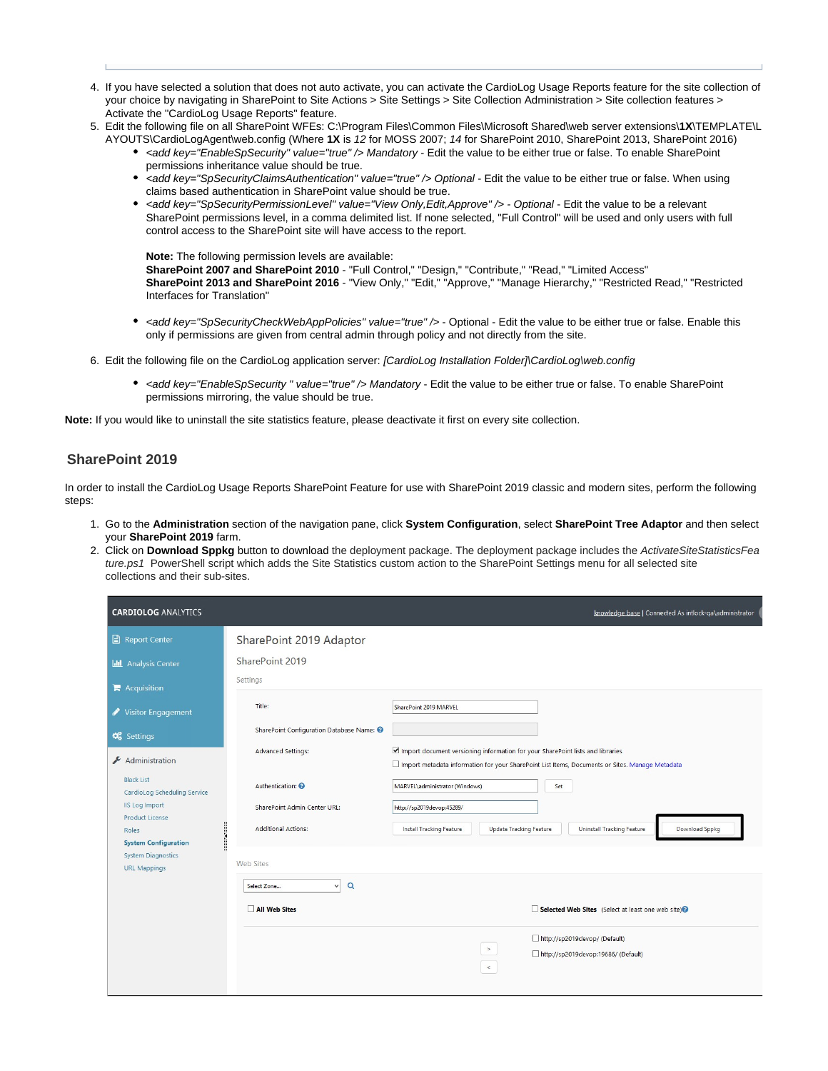4. If you have selected a solution that does not auto activate, you can activate the CardioLog Usage Reports feature for the site collection of your choice by navigating in SharePoint to Site Actions > Site Settings > Site Collection Administration > Site collection features > Activate the "CardioLog Usage Reports" feature.
5. Edit the following file on all SharePoint WFEs: C:\Program Files\Common Files\Microsoft Shared\web server extensions\**1X**\TEMPLATE\LAYOUTS\CardioLogAgent\web.config (Where **1X** is *12* for MOSS 2007; *14* for SharePoint 2010, SharePoint 2013, SharePoint 2016)
   - *<add key="EnableSpSecurity" value="true" /> Mandatory* - Edit the value to be either true or false. To enable SharePoint permissions inheritance value should be true.
   - *<add key="SpSecurityClaimsAuthentication" value="true" /> Optional* - Edit the value to be either true or false. When using claims based authentication in SharePoint value should be true.
   - *<add key="SpSecurityPermissionLevel" value="View Only,Edit,Approve" /> - Optional* - Edit the value to be a relevant SharePoint permissions level, in a comma delimited list. If none selected, "Full Control" will be used and only users with full control access to the SharePoint site will have access to the report.

     **Note:** The following permission levels are available:
     **SharePoint 2007 and SharePoint 2010** - "Full Control," "Design," "Contribute," "Read," "Limited Access"
     **SharePoint 2013 and SharePoint 2016** - "View Only," "Edit," "Approve," "Manage Hierarchy," "Restricted Read," "Restricted Interfaces for Translation"

   - *<add key="SpSecurityCheckWebAppPolicies" value="true" />* - Optional - Edit the value to be either true or false. Enable this only if permissions are given from central admin through policy and not directly from the site.

6. Edit the following file on the CardioLog application server: *[CardioLog Installation Folder]\CardioLog\web.config*

   - *<add key="EnableSpSecurity " value="true" /> Mandatory* - Edit the value to be either true or false. To enable SharePoint permissions mirroring, the value should be true.

**Note:** If you would like to uninstall the site statistics feature, please deactivate it first on every site collection.

## SharePoint 2019

In order to install the CardioLog Usage Reports SharePoint Feature for use with SharePoint 2019 classic and modern sites, perform the following steps:

1. Go to the **Administration** section of the navigation pane, click **System Configuration**, select **SharePoint Tree Adaptor** and then select your **SharePoint 2019** farm.
2. Click on **Download Sppkg** button to download the deployment package. The deployment package includes the *ActivateSiteStatisticsFeature.ps1* PowerShell script which adds the Site Statistics custom action to the SharePoint Settings menu for all selected site collections and their sub-sites.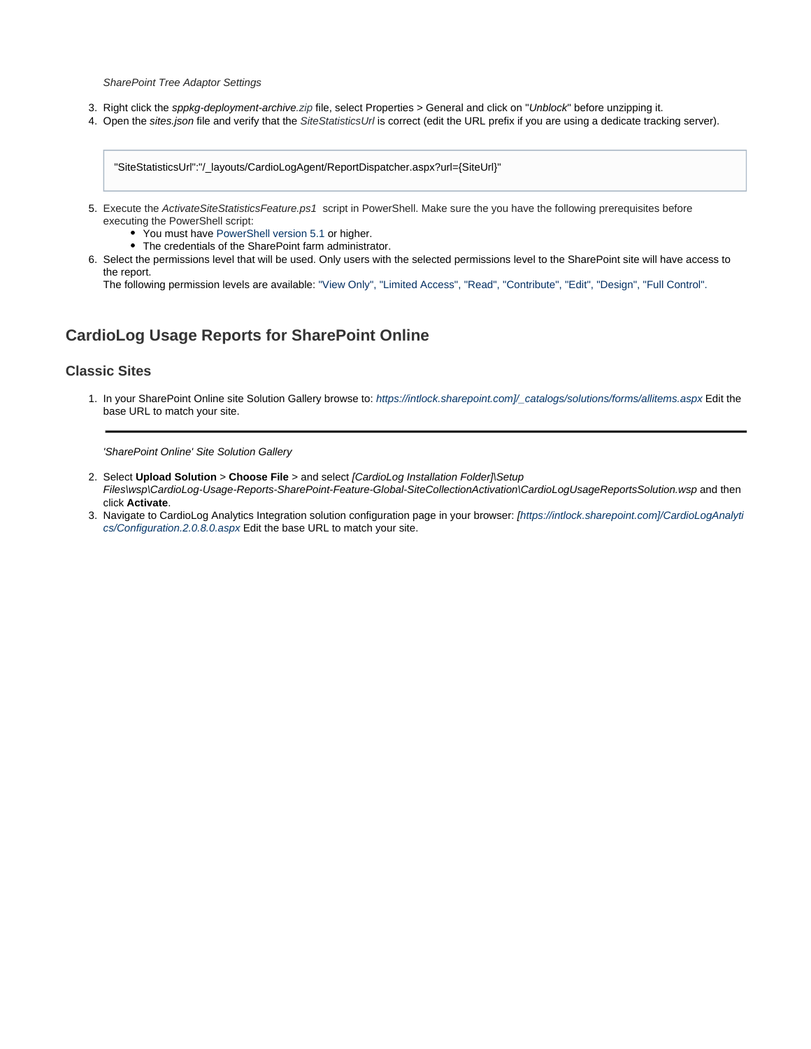*SharePoint Tree Adaptor Settings*

3. Right click the *sppkg-deployment-archive.zip* file, select Properties > General and click on "*Unblock*" before unzipping it.
4. Open the *sites.json* file and verify that the *SiteStatisticsUrl* is correct (edit the URL prefix if you are using a dedicate tracking server).

```
"SiteStatisticsUrl":"/_layouts/CardioLogAgent/ReportDispatcher.aspx?url={SiteUrl}"
```

5. Execute the *ActivateSiteStatisticsFeature.ps1* script in PowerShell. Make sure the you have the following prerequisites before executing the PowerShell script:
   - You must have PowerShell version 5.1 or higher.
   - The credentials of the SharePoint farm administrator.
6. Select the permissions level that will be used. Only users with the selected permissions level to the SharePoint site will have access to the report.
   The following permission levels are available: "View Only", "Limited Access", "Read", "Contribute", "Edit", "Design", "Full Control".

## CardioLog Usage Reports for SharePoint Online

### Classic Sites

1. In your SharePoint Online site Solution Gallery browse to: *https://intlock.sharepoint.com]/_catalogs/solutions/forms/allitems.aspx* Edit the base URL to match your site.

*'SharePoint Online' Site Solution Gallery*

2. Select **Upload Solution** > **Choose File** > and select *[CardioLog Installation Folder]\Setup Files\wsp\CardioLog-Usage-Reports-SharePoint-Feature-Global-SiteCollectionActivation\CardioLogUsageReportsSolution.wsp* and then click **Activate**.
3. Navigate to CardioLog Analytics Integration solution configuration page in your browser: *[https://intlock.sharepoint.com]/CardioLogAnalytics/Configuration.2.0.8.0.aspx* Edit the base URL to match your site.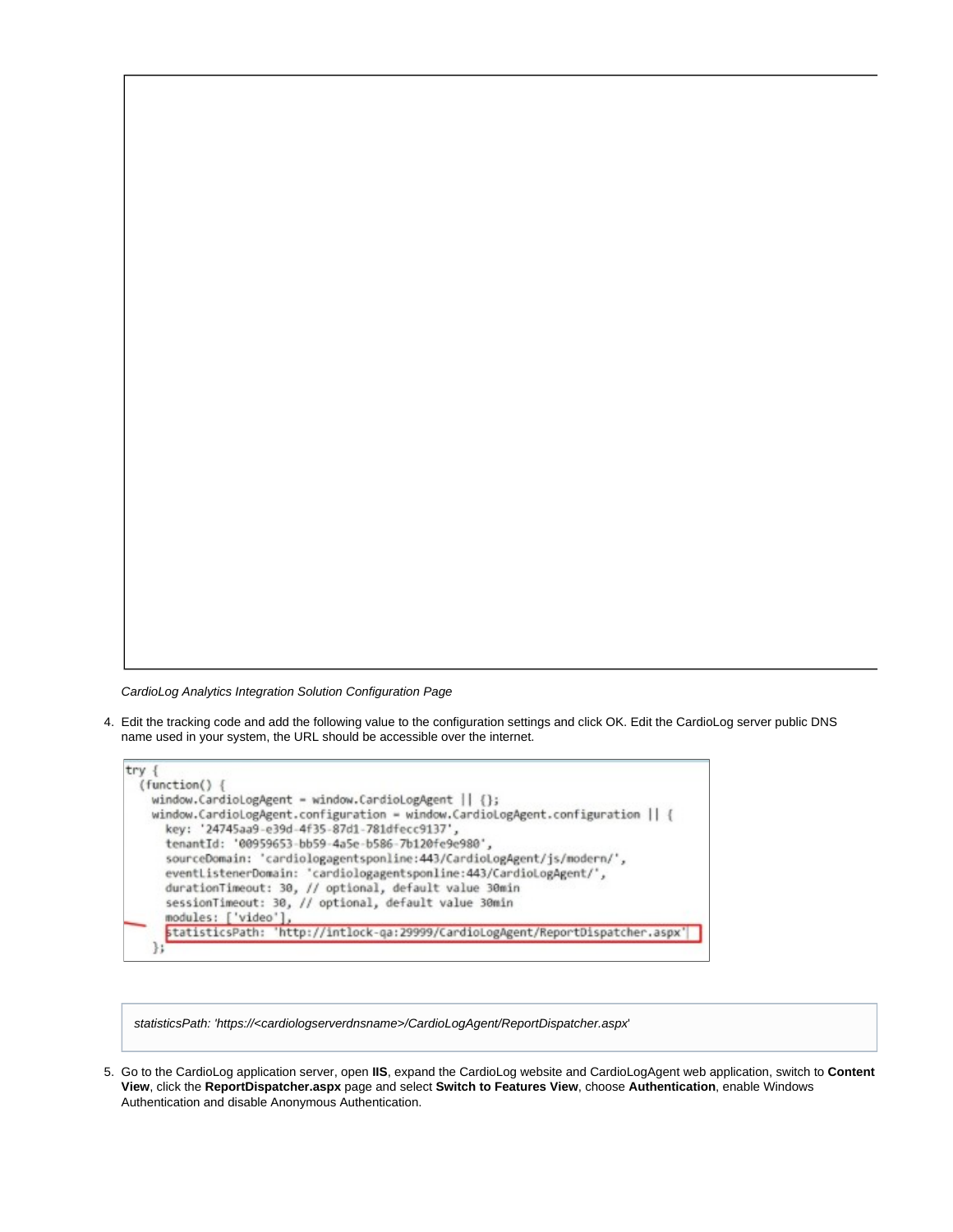*CardioLog Analytics Integration Solution Configuration Page*

4. Edit the tracking code and add the following value to the configuration settings and click OK. Edit the CardioLog server public DNS name used in your system, the URL should be accessible over the internet.

```
try {
  (function() {
    window.CardioLogAgent = window.CardioLogAgent || {};
    window.CardioLogAgent.configuration = window.CardioLogAgent.configuration || {
      key: '24745aa9-e39d-4f35-87d1-781dfecc9137',
      tenantId: '00959653-bb59-4a5e-b586-7b120fe9e980',
      sourceDomain: 'cardiologagentsponline:443/CardioLogAgent/js/modern/',
      eventListenerDomain: 'cardiologagentsponline:443/CardioLogAgent/',
      durationTimeout: 30, // optional, default value 30min
      sessionTimeout: 30, // optional, default value 30min
      modules: ['video'],
      statisticsPath: 'http://intlock-qa:29999/CardioLogAgent/ReportDispatcher.aspx'
    };
```

*statisticsPath: 'https://<cardiologserverdnsname>/CardioLogAgent/ReportDispatcher.aspx'*

5. Go to the CardioLog application server, open **IIS**, expand the CardioLog website and CardioLogAgent web application, switch to **Content View**, click the **ReportDispatcher.aspx** page and select **Switch to Features View**, choose **Authentication**, enable Windows Authentication and disable Anonymous Authentication.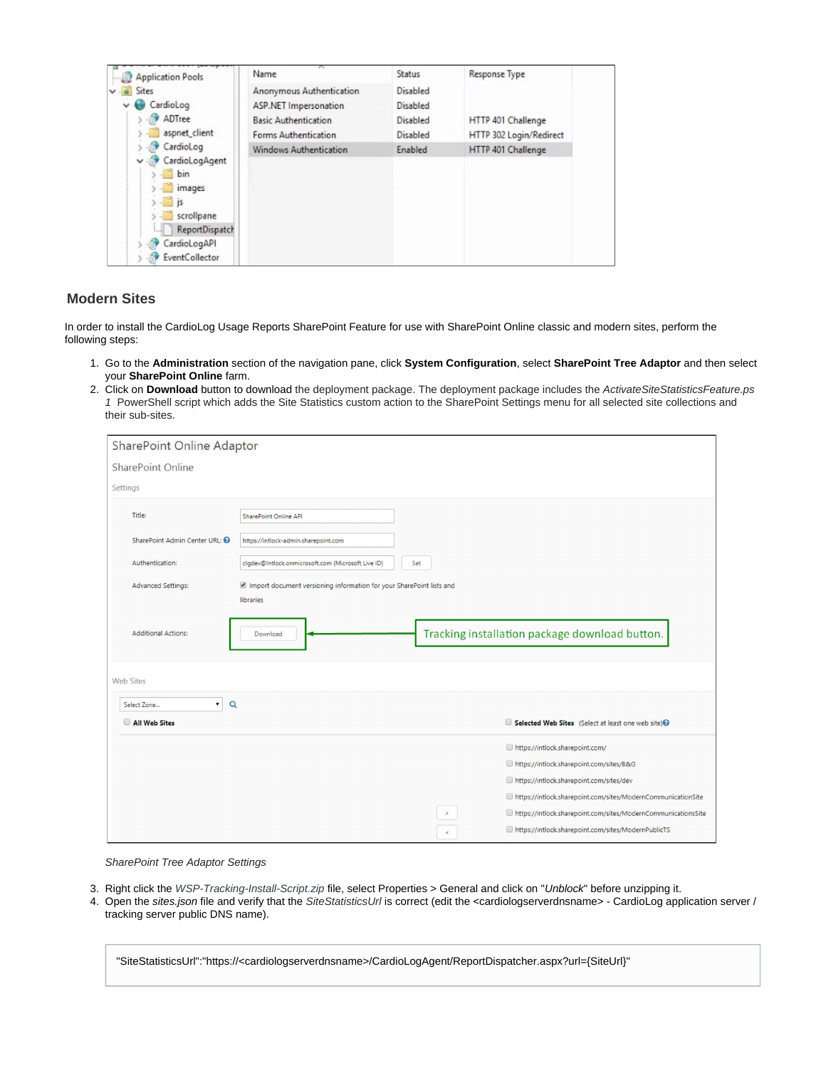## Modern Sites

In order to install the CardioLog Usage Reports SharePoint Feature for use with SharePoint Online classic and modern sites, perform the following steps:

1. Go to the **Administration** section of the navigation pane, click **System Configuration**, select **SharePoint Tree Adaptor** and then select your **SharePoint Online** farm.
2. Click on **Download** button to download the deployment package. The deployment package includes the *ActivateSiteStatisticsFeature.ps1* PowerShell script which adds the Site Statistics custom action to the SharePoint Settings menu for all selected site collections and their sub-sites.

   *SharePoint Tree Adaptor Settings*

3. Right click the *WSP-Tracking-Install-Script.zip* file, select Properties > General and click on "*Unblock*" before unzipping it.
4. Open the *sites.json* file and verify that the *SiteStatisticsUrl* is correct (edit the <cardiologserverdnsname> - CardioLog application server / tracking server public DNS name).

```
"SiteStatisticsUrl":"https://<cardiologserverdnsname>/CardioLogAgent/ReportDispatcher.aspx?url={SiteUrl}"
```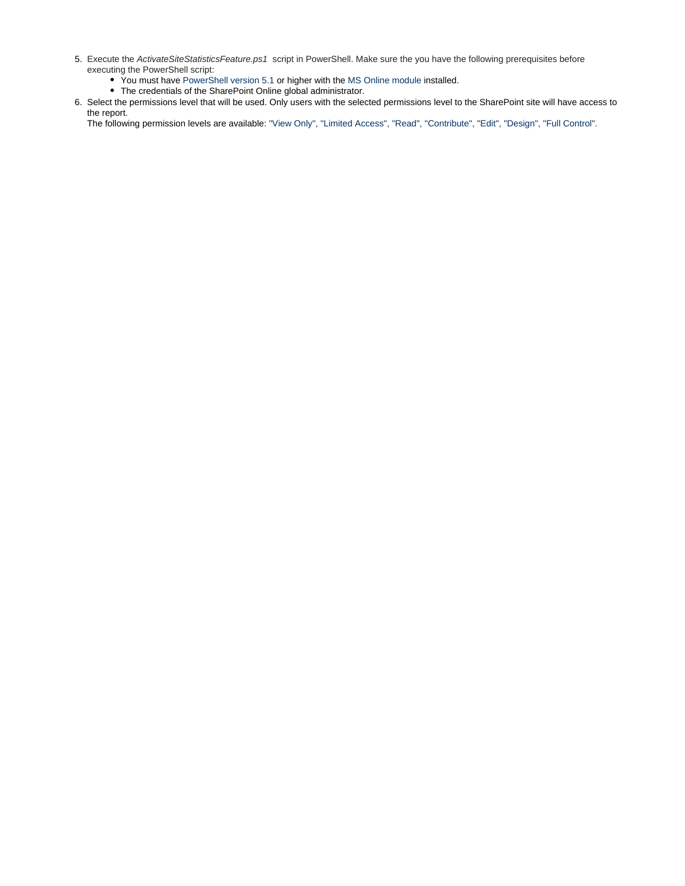5. Execute the *ActivateSiteStatisticsFeature.ps1* script in PowerShell. Make sure the you have the following prerequisites before executing the PowerShell script:
    - You must have PowerShell version 5.1 or higher with the MS Online module installed.
    - The credentials of the SharePoint Online global administrator.
6. Select the permissions level that will be used. Only users with the selected permissions level to the SharePoint site will have access to the report.
   The following permission levels are available: "View Only", "Limited Access", "Read", "Contribute", "Edit", "Design", "Full Control".